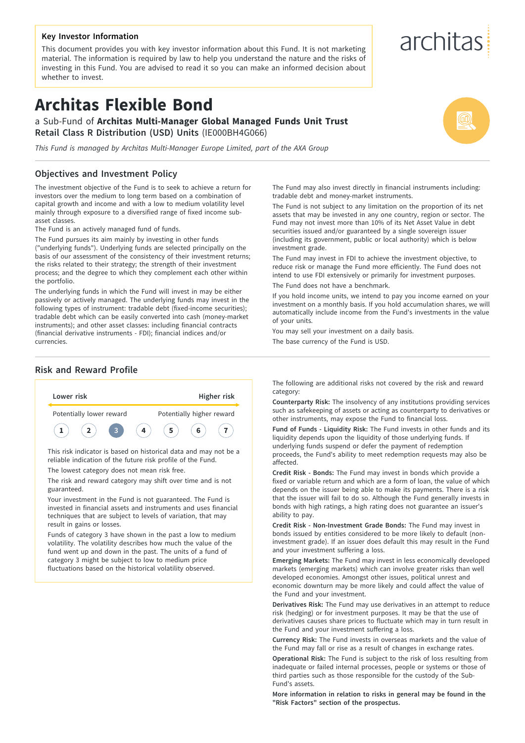**Key Investor Information**

This document provides you with key investor information about this Fund. It is not marketing material. The information is required by law to help you understand the nature and the risks of investing in this Fund. You are advised to read it so you can make an informed decision about whether to invest.

architas

# Architas Flexible Bond

a Sub-Fund of **Architas Multi-Manager Global Managed Funds Unit Trust**
**Retail Class R Distribution (USD) Units** (IE000BH4G066)

*This Fund is managed by Architas Multi-Manager Europe Limited, part of the AXA Group*

## Objectives and Investment Policy

The investment objective of the Fund is to seek to achieve a return for investors over the medium to long term based on a combination of capital growth and income and with a low to medium volatility level mainly through exposure to a diversified range of fixed income sub-asset classes.

The Fund is an actively managed fund of funds.

The Fund pursues its aim mainly by investing in other funds ("underlying funds"). Underlying funds are selected principally on the basis of our assessment of the consistency of their investment returns; the risks related to their strategy; the strength of their investment process; and the degree to which they complement each other within the portfolio.

The underlying funds in which the Fund will invest in may be either passively or actively managed. The underlying funds may invest in the following types of instrument: tradable debt (fixed-income securities); tradable debt which can be easily converted into cash (money-market instruments); and other asset classes: including financial contracts (financial derivative instruments - FDI); financial indices and/or currencies.

The Fund may also invest directly in financial instruments including: tradable debt and money-market instruments.

The Fund is not subject to any limitation on the proportion of its net assets that may be invested in any one country, region or sector. The Fund may not invest more than 10% of its Net Asset Value in debt securities issued and/or guaranteed by a single sovereign issuer (including its government, public or local authority) which is below investment grade.

The Fund may invest in FDI to achieve the investment objective, to reduce risk or manage the Fund more efficiently. The Fund does not intend to use FDI extensively or primarily for investment purposes.

The Fund does not have a benchmark.

If you hold income units, we intend to pay you income earned on your investment on a monthly basis. If you hold accumulation shares, we will automatically include income from the Fund's investments in the value of your units.

You may sell your investment on a daily basis.

The base currency of the Fund is USD.

## Risk and Reward Profile

| Lower risk | | | | | | Higher risk |
|---|---|---|---|---|---|---|
| Potentially lower reward | | | | | | Potentially higher reward |
| 1 | 2 | **3** | 4 | 5 | 6 | 7 |

This risk indicator is based on historical data and may not be a reliable indication of the future risk profile of the Fund.

The lowest category does not mean risk free.

The risk and reward category may shift over time and is not guaranteed.

Your investment in the Fund is not guaranteed. The Fund is invested in financial assets and instruments and uses financial techniques that are subject to levels of variation, that may result in gains or losses.

Funds of category 3 have shown in the past a low to medium volatility. The volatility describes how much the value of the fund went up and down in the past. The units of a fund of category 3 might be subject to low to medium price fluctuations based on the historical volatility observed.

The following are additional risks not covered by the risk and reward category:

**Counterparty Risk:** The insolvency of any institutions providing services such as safekeeping of assets or acting as counterparty to derivatives or other instruments, may expose the Fund to financial loss.

**Fund of Funds - Liquidity Risk:** The Fund invests in other funds and its liquidity depends upon the liquidity of those underlying funds. If underlying funds suspend or defer the payment of redemption proceeds, the Fund's ability to meet redemption requests may also be affected.

**Credit Risk - Bonds:** The Fund may invest in bonds which provide a fixed or variable return and which are a form of loan, the value of which depends on the issuer being able to make its payments. There is a risk that the issuer will fail to do so. Although the Fund generally invests in bonds with high ratings, a high rating does not guarantee an issuer's ability to pay.

**Credit Risk - Non-Investment Grade Bonds:** The Fund may invest in bonds issued by entities considered to be more likely to default (non-investment grade). If an issuer does default this may result in the Fund and your investment suffering a loss.

**Emerging Markets:** The Fund may invest in less economically developed markets (emerging markets) which can involve greater risks than well developed economies. Amongst other issues, political unrest and economic downturn may be more likely and could affect the value of the Fund and your investment.

**Derivatives Risk:** The Fund may use derivatives in an attempt to reduce risk (hedging) or for investment purposes. It may be that the use of derivatives causes share prices to fluctuate which may in turn result in the Fund and your investment suffering a loss.

**Currency Risk:** The Fund invests in overseas markets and the value of the Fund may fall or rise as a result of changes in exchange rates.

**Operational Risk:** The Fund is subject to the risk of loss resulting from inadequate or failed internal processes, people or systems or those of third parties such as those responsible for the custody of the Sub-Fund's assets.

**More information in relation to risks in general may be found in the "Risk Factors" section of the prospectus.**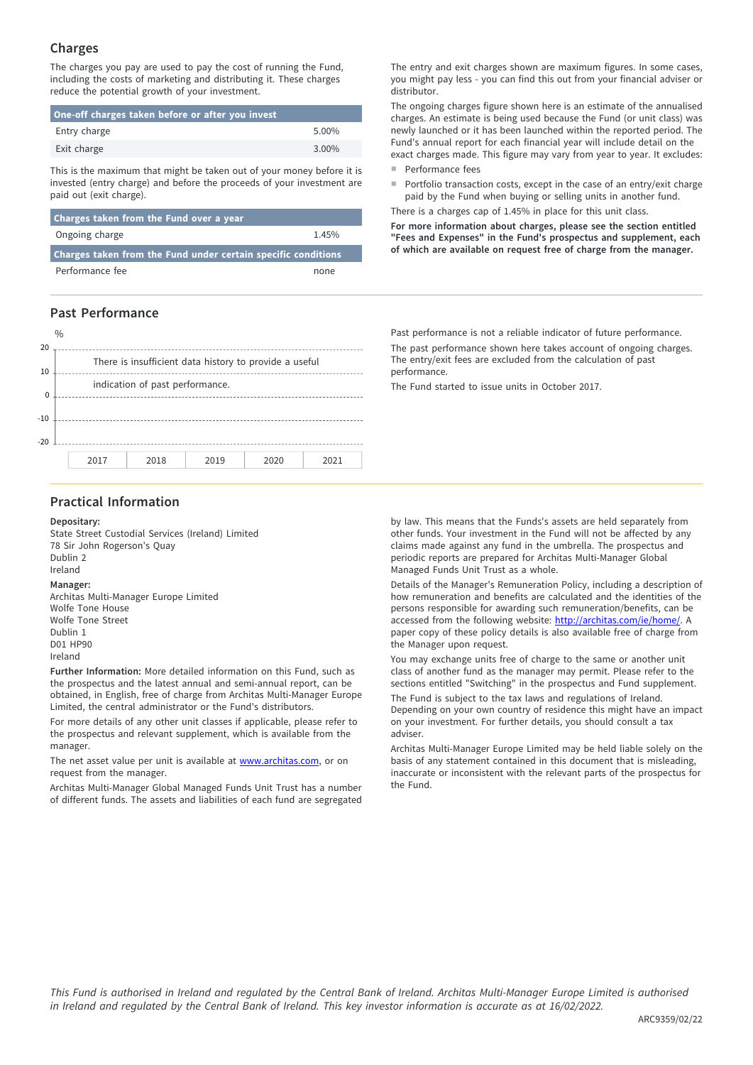## Charges

The charges you pay are used to pay the cost of running the Fund, including the costs of marketing and distributing it. These charges reduce the potential growth of your investment.

| One-off charges taken before or after you invest | |
|---|---|
| Entry charge | 5.00% |
| Exit charge | 3.00% |

This is the maximum that might be taken out of your money before it is invested (entry charge) and before the proceeds of your investment are paid out (exit charge).

| Charges taken from the Fund over a year | |
|---|---|
| Ongoing charge | 1.45% |
| **Charges taken from the Fund under certain specific conditions** | |
| Performance fee | none |

The entry and exit charges shown are maximum figures. In some cases, you might pay less - you can find this out from your financial adviser or distributor.

The ongoing charges figure shown here is an estimate of the annualised charges. An estimate is being used because the Fund (or unit class) was newly launched or it has been launched within the reported period. The Fund's annual report for each financial year will include detail on the exact charges made. This figure may vary from year to year. It excludes:

- Performance fees
- Portfolio transaction costs, except in the case of an entry/exit charge paid by the Fund when buying or selling units in another fund.

There is a charges cap of 1.45% in place for this unit class.

**For more information about charges, please see the section entitled "Fees and Expenses" in the Fund's prospectus and supplement, each of which are available on request free of charge from the manager.**

## Past Performance

%

20

10

0

-10

-20

There is insufficient data history to provide a useful indication of past performance.

2017 2018 2019 2020 2021

Past performance is not a reliable indicator of future performance.

The past performance shown here takes account of ongoing charges. The entry/exit fees are excluded from the calculation of past performance.

The Fund started to issue units in October 2017.

## Practical Information

**Depositary:**
State Street Custodial Services (Ireland) Limited
78 Sir John Rogerson's Quay
Dublin 2
Ireland

**Manager:**
Architas Multi-Manager Europe Limited
Wolfe Tone House
Wolfe Tone Street
Dublin 1
D01 HP90
Ireland

**Further Information:** More detailed information on this Fund, such as the prospectus and the latest annual and semi-annual report, can be obtained, in English, free of charge from Architas Multi-Manager Europe Limited, the central administrator or the Fund's distributors.

For more details of any other unit classes if applicable, please refer to the prospectus and relevant supplement, which is available from the manager.

The net asset value per unit is available at www.architas.com, or on request from the manager.

Architas Multi-Manager Global Managed Funds Unit Trust has a number of different funds. The assets and liabilities of each fund are segregated by law. This means that the Funds's assets are held separately from other funds. Your investment in the Fund will not be affected by any claims made against any fund in the umbrella. The prospectus and periodic reports are prepared for Architas Multi-Manager Global Managed Funds Unit Trust as a whole.

Details of the Manager's Remuneration Policy, including a description of how remuneration and benefits are calculated and the identities of the persons responsible for awarding such remuneration/benefits, can be accessed from the following website: http://architas.com/ie/home/. A paper copy of these policy details is also available free of charge from the Manager upon request.

You may exchange units free of charge to the same or another unit class of another fund as the manager may permit. Please refer to the sections entitled "Switching" in the prospectus and Fund supplement.

The Fund is subject to the tax laws and regulations of Ireland. Depending on your own country of residence this might have an impact on your investment. For further details, you should consult a tax adviser.

Architas Multi-Manager Europe Limited may be held liable solely on the basis of any statement contained in this document that is misleading, inaccurate or inconsistent with the relevant parts of the prospectus for the Fund.

*This Fund is authorised in Ireland and regulated by the Central Bank of Ireland. Architas Multi-Manager Europe Limited is authorised in Ireland and regulated by the Central Bank of Ireland. This key investor information is accurate as at 16/02/2022.*

ARC9359/02/22